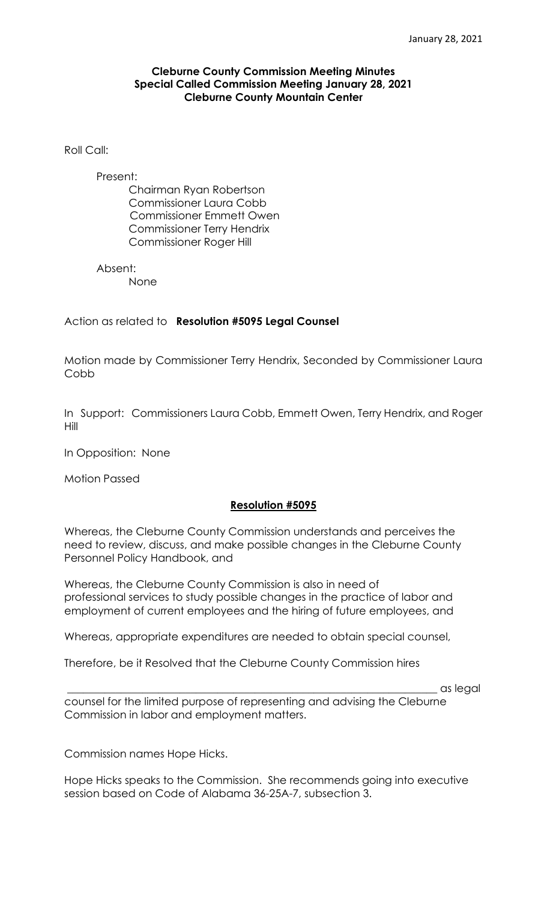**Cleburne County Commission Meeting Minutes**
**Special Called Commission Meeting January 28, 2021**
**Cleburne County Mountain Center**

Roll Call:

Present:
Chairman Ryan Robertson
Commissioner Laura Cobb
Commissioner Emmett Owen
Commissioner Terry Hendrix
Commissioner Roger Hill

Absent:
None

Action as related to **Resolution #5095 Legal Counsel**

Motion made by Commissioner Terry Hendrix, Seconded by Commissioner Laura Cobb

In Support: Commissioners Laura Cobb, Emmett Owen, Terry Hendrix, and Roger Hill

In Opposition: None

Motion Passed

**Resolution #5095**

Whereas, the Cleburne County Commission understands and perceives the need to review, discuss, and make possible changes in the Cleburne County Personnel Policy Handbook, and

Whereas, the Cleburne County Commission is also in need of professional services to study possible changes in the practice of labor and employment of current employees and the hiring of future employees, and

Whereas, appropriate expenditures are needed to obtain special counsel,

Therefore, be it Resolved that the Cleburne County Commission hires

______________________________________________________________________ as legal counsel for the limited purpose of representing and advising the Cleburne Commission in labor and employment matters.

Commission names Hope Hicks.

Hope Hicks speaks to the Commission. She recommends going into executive session based on Code of Alabama 36-25A-7, subsection 3.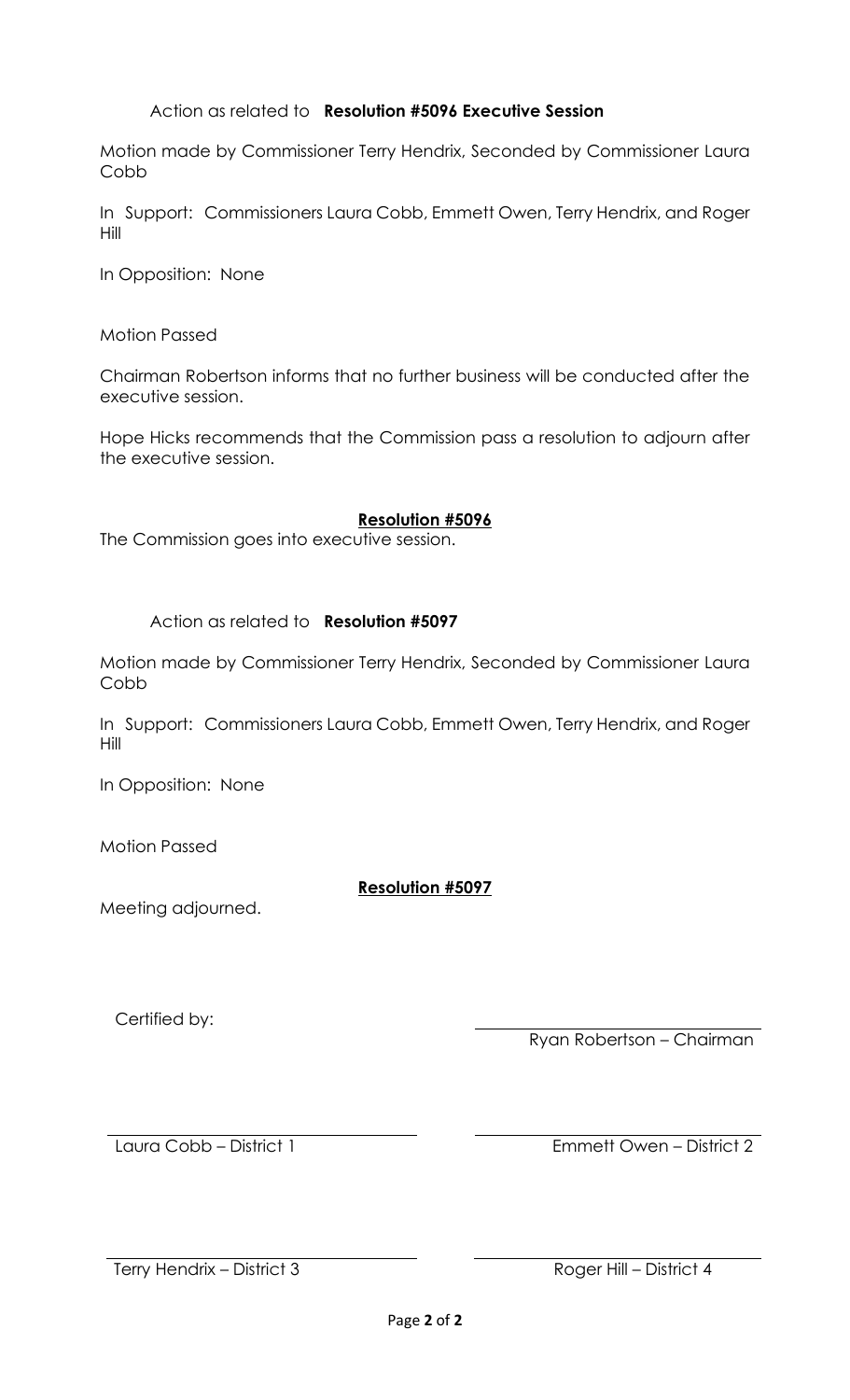Action as related to **Resolution #5096 Executive Session**

Motion made by Commissioner Terry Hendrix, Seconded by Commissioner Laura Cobb

In Support: Commissioners Laura Cobb, Emmett Owen, Terry Hendrix, and Roger Hill

In Opposition: None

Motion Passed

Chairman Robertson informs that no further business will be conducted after the executive session.

Hope Hicks recommends that the Commission pass a resolution to adjourn after the executive session.

**Resolution #5096**

The Commission goes into executive session.

Action as related to **Resolution #5097**

Motion made by Commissioner Terry Hendrix, Seconded by Commissioner Laura Cobb

In Support: Commissioners Laura Cobb, Emmett Owen, Terry Hendrix, and Roger Hill

In Opposition: None

Motion Passed

**Resolution #5097**

Meeting adjourned.

Certified by:

Ryan Robertson – Chairman

Laura Cobb – District 1

Emmett Owen – District 2

Terry Hendrix – District 3

Roger Hill – District 4